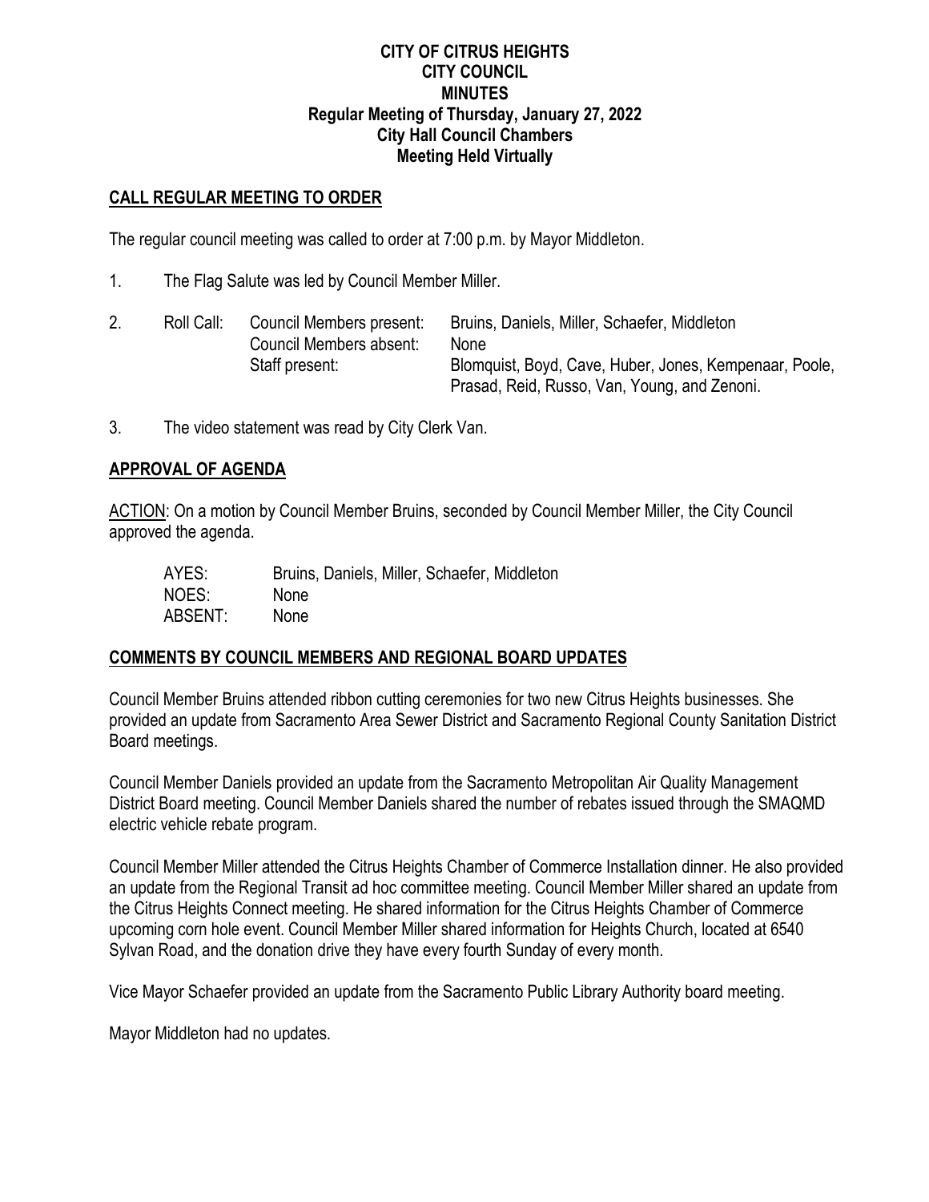**CITY OF CITRUS HEIGHTS**
**CITY COUNCIL**
**MINUTES**
**Regular Meeting of Thursday, January 27, 2022**
**City Hall Council Chambers**
**Meeting Held Virtually**

## CALL REGULAR MEETING TO ORDER

The regular council meeting was called to order at 7:00 p.m. by Mayor Middleton.

1. The Flag Salute was led by Council Member Miller.

2. Roll Call:

| | | |
|---|---|---|
| | Council Members present: | Bruins, Daniels, Miller, Schaefer, Middleton |
| | Council Members absent: | None |
| | Staff present: | Blomquist, Boyd, Cave, Huber, Jones, Kempenaar, Poole, Prasad, Reid, Russo, Van, Young, and Zenoni. |

3. The video statement was read by City Clerk Van.

## APPROVAL OF AGENDA

ACTION: On a motion by Council Member Bruins, seconded by Council Member Miller, the City Council approved the agenda.

| | |
|---|---|
| AYES: | Bruins, Daniels, Miller, Schaefer, Middleton |
| NOES: | None |
| ABSENT: | None |

## COMMENTS BY COUNCIL MEMBERS AND REGIONAL BOARD UPDATES

Council Member Bruins attended ribbon cutting ceremonies for two new Citrus Heights businesses. She provided an update from Sacramento Area Sewer District and Sacramento Regional County Sanitation District Board meetings.

Council Member Daniels provided an update from the Sacramento Metropolitan Air Quality Management District Board meeting. Council Member Daniels shared the number of rebates issued through the SMAQMD electric vehicle rebate program.

Council Member Miller attended the Citrus Heights Chamber of Commerce Installation dinner. He also provided an update from the Regional Transit ad hoc committee meeting. Council Member Miller shared an update from the Citrus Heights Connect meeting. He shared information for the Citrus Heights Chamber of Commerce upcoming corn hole event. Council Member Miller shared information for Heights Church, located at 6540 Sylvan Road, and the donation drive they have every fourth Sunday of every month.

Vice Mayor Schaefer provided an update from the Sacramento Public Library Authority board meeting.

Mayor Middleton had no updates.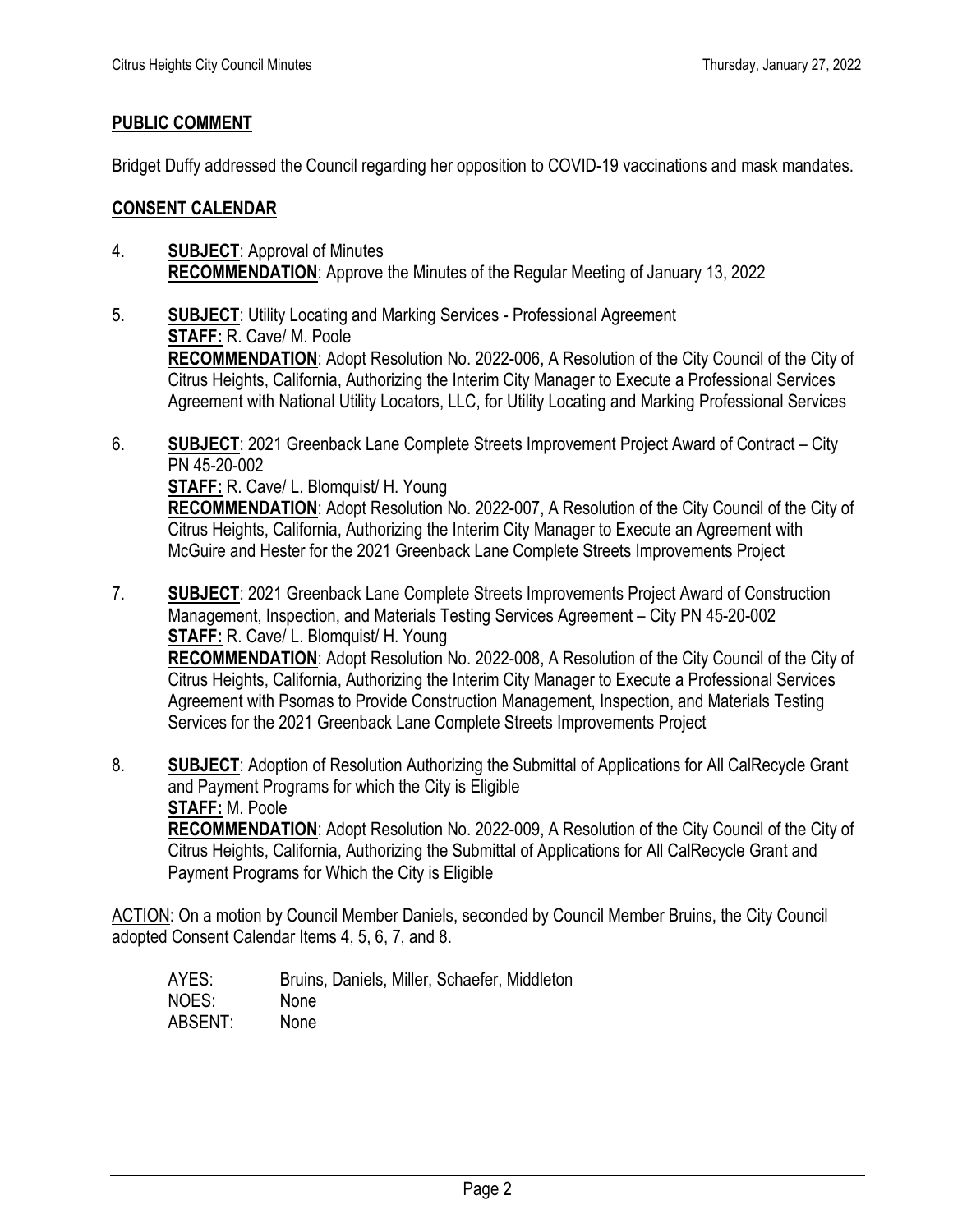**PUBLIC COMMENT**

Bridget Duffy addressed the Council regarding her opposition to COVID-19 vaccinations and mask mandates.

**CONSENT CALENDAR**

4. **SUBJECT**: Approval of Minutes
   **RECOMMENDATION**: Approve the Minutes of the Regular Meeting of January 13, 2022

5. **SUBJECT**: Utility Locating and Marking Services - Professional Agreement
   **STAFF:** R. Cave/ M. Poole
   **RECOMMENDATION**: Adopt Resolution No. 2022-006, A Resolution of the City Council of the City of Citrus Heights, California, Authorizing the Interim City Manager to Execute a Professional Services Agreement with National Utility Locators, LLC, for Utility Locating and Marking Professional Services

6. **SUBJECT**: 2021 Greenback Lane Complete Streets Improvement Project Award of Contract – City PN 45-20-002
   **STAFF:** R. Cave/ L. Blomquist/ H. Young
   **RECOMMENDATION**: Adopt Resolution No. 2022-007, A Resolution of the City Council of the City of Citrus Heights, California, Authorizing the Interim City Manager to Execute an Agreement with McGuire and Hester for the 2021 Greenback Lane Complete Streets Improvements Project

7. **SUBJECT**: 2021 Greenback Lane Complete Streets Improvements Project Award of Construction Management, Inspection, and Materials Testing Services Agreement – City PN 45-20-002
   **STAFF:** R. Cave/ L. Blomquist/ H. Young
   **RECOMMENDATION**: Adopt Resolution No. 2022-008, A Resolution of the City Council of the City of Citrus Heights, California, Authorizing the Interim City Manager to Execute a Professional Services Agreement with Psomas to Provide Construction Management, Inspection, and Materials Testing Services for the 2021 Greenback Lane Complete Streets Improvements Project

8. **SUBJECT**: Adoption of Resolution Authorizing the Submittal of Applications for All CalRecycle Grant and Payment Programs for which the City is Eligible
   **STAFF:** M. Poole
   **RECOMMENDATION**: Adopt Resolution No. 2022-009, A Resolution of the City Council of the City of Citrus Heights, California, Authorizing the Submittal of Applications for All CalRecycle Grant and Payment Programs for Which the City is Eligible

ACTION: On a motion by Council Member Daniels, seconded by Council Member Bruins, the City Council adopted Consent Calendar Items 4, 5, 6, 7, and 8.

AYES: Bruins, Daniels, Miller, Schaefer, Middleton
NOES: None
ABSENT: None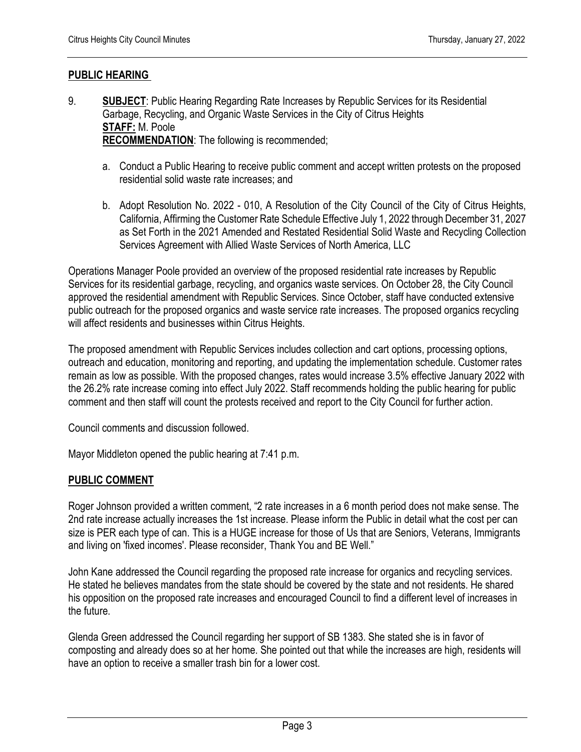## PUBLIC HEARING

9. **SUBJECT**: Public Hearing Regarding Rate Increases by Republic Services for its Residential Garbage, Recycling, and Organic Waste Services in the City of Citrus Heights
   **STAFF:** M. Poole
   **RECOMMENDATION**: The following is recommended;

   a. Conduct a Public Hearing to receive public comment and accept written protests on the proposed residential solid waste rate increases; and

   b. Adopt Resolution No. 2022 - 010, A Resolution of the City Council of the City of Citrus Heights, California, Affirming the Customer Rate Schedule Effective July 1, 2022 through December 31, 2027 as Set Forth in the 2021 Amended and Restated Residential Solid Waste and Recycling Collection Services Agreement with Allied Waste Services of North America, LLC

Operations Manager Poole provided an overview of the proposed residential rate increases by Republic Services for its residential garbage, recycling, and organics waste services. On October 28, the City Council approved the residential amendment with Republic Services. Since October, staff have conducted extensive public outreach for the proposed organics and waste service rate increases. The proposed organics recycling will affect residents and businesses within Citrus Heights.

The proposed amendment with Republic Services includes collection and cart options, processing options, outreach and education, monitoring and reporting, and updating the implementation schedule. Customer rates remain as low as possible. With the proposed changes, rates would increase 3.5% effective January 2022 with the 26.2% rate increase coming into effect July 2022. Staff recommends holding the public hearing for public comment and then staff will count the protests received and report to the City Council for further action.

Council comments and discussion followed.

Mayor Middleton opened the public hearing at 7:41 p.m.

## PUBLIC COMMENT

Roger Johnson provided a written comment, "2 rate increases in a 6 month period does not make sense. The 2nd rate increase actually increases the 1st increase. Please inform the Public in detail what the cost per can size is PER each type of can. This is a HUGE increase for those of Us that are Seniors, Veterans, Immigrants and living on 'fixed incomes'. Please reconsider, Thank You and BE Well."

John Kane addressed the Council regarding the proposed rate increase for organics and recycling services. He stated he believes mandates from the state should be covered by the state and not residents. He shared his opposition on the proposed rate increases and encouraged Council to find a different level of increases in the future.

Glenda Green addressed the Council regarding her support of SB 1383. She stated she is in favor of composting and already does so at her home. She pointed out that while the increases are high, residents will have an option to receive a smaller trash bin for a lower cost.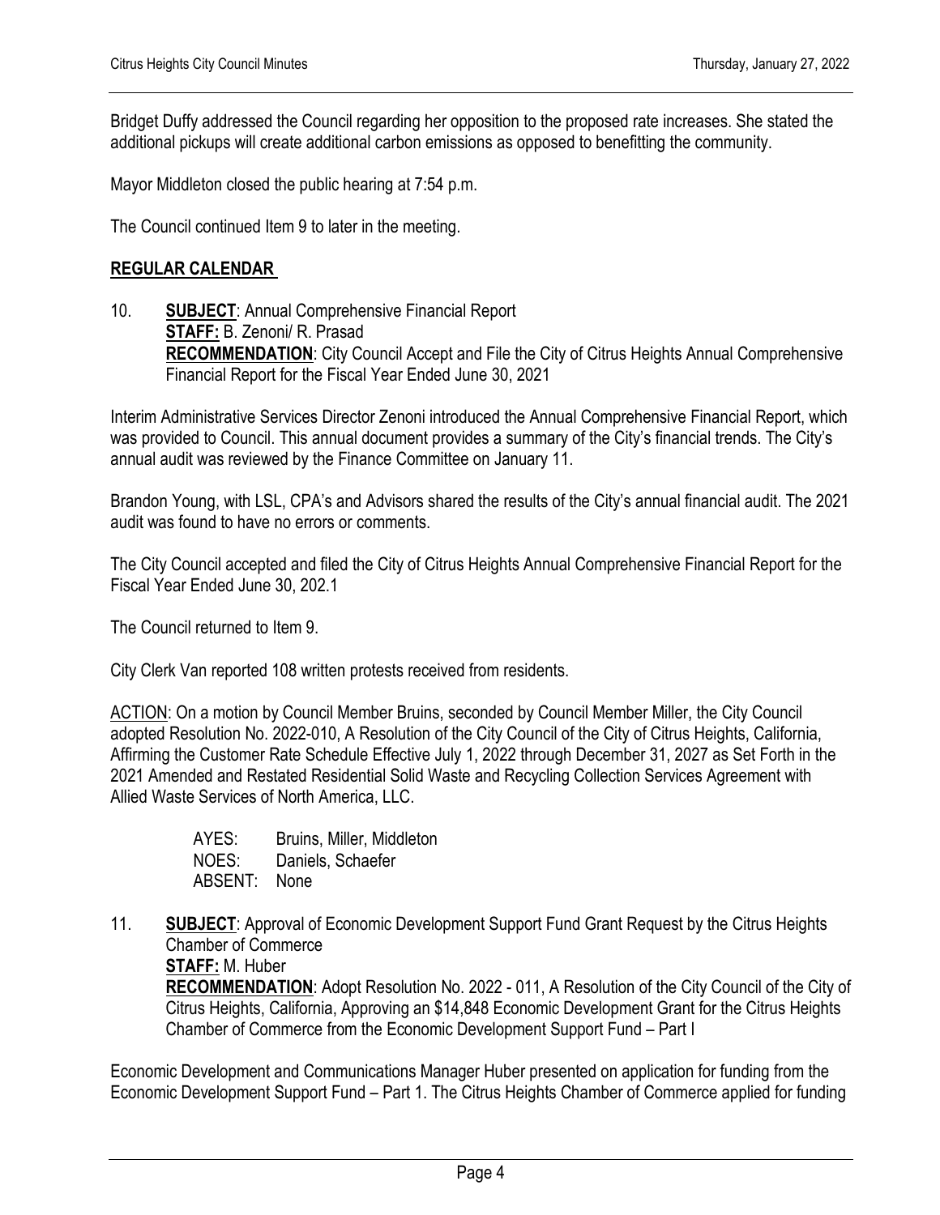Bridget Duffy addressed the Council regarding her opposition to the proposed rate increases. She stated the additional pickups will create additional carbon emissions as opposed to benefitting the community.

Mayor Middleton closed the public hearing at 7:54 p.m.

The Council continued Item 9 to later in the meeting.

**REGULAR CALENDAR**

10. **SUBJECT**: Annual Comprehensive Financial Report
    **STAFF:** B. Zenoni/ R. Prasad
    **RECOMMENDATION**: City Council Accept and File the City of Citrus Heights Annual Comprehensive Financial Report for the Fiscal Year Ended June 30, 2021

Interim Administrative Services Director Zenoni introduced the Annual Comprehensive Financial Report, which was provided to Council. This annual document provides a summary of the City's financial trends. The City's annual audit was reviewed by the Finance Committee on January 11.

Brandon Young, with LSL, CPA's and Advisors shared the results of the City's annual financial audit. The 2021 audit was found to have no errors or comments.

The City Council accepted and filed the City of Citrus Heights Annual Comprehensive Financial Report for the Fiscal Year Ended June 30, 202.1

The Council returned to Item 9.

City Clerk Van reported 108 written protests received from residents.

ACTION: On a motion by Council Member Bruins, seconded by Council Member Miller, the City Council adopted Resolution No. 2022-010, A Resolution of the City Council of the City of Citrus Heights, California, Affirming the Customer Rate Schedule Effective July 1, 2022 through December 31, 2027 as Set Forth in the 2021 Amended and Restated Residential Solid Waste and Recycling Collection Services Agreement with Allied Waste Services of North America, LLC.

AYES: Bruins, Miller, Middleton
NOES: Daniels, Schaefer
ABSENT: None

11. **SUBJECT**: Approval of Economic Development Support Fund Grant Request by the Citrus Heights Chamber of Commerce
    **STAFF:** M. Huber
    **RECOMMENDATION**: Adopt Resolution No. 2022 - 011, A Resolution of the City Council of the City of Citrus Heights, California, Approving an $14,848 Economic Development Grant for the Citrus Heights Chamber of Commerce from the Economic Development Support Fund – Part I

Economic Development and Communications Manager Huber presented on application for funding from the Economic Development Support Fund – Part 1. The Citrus Heights Chamber of Commerce applied for funding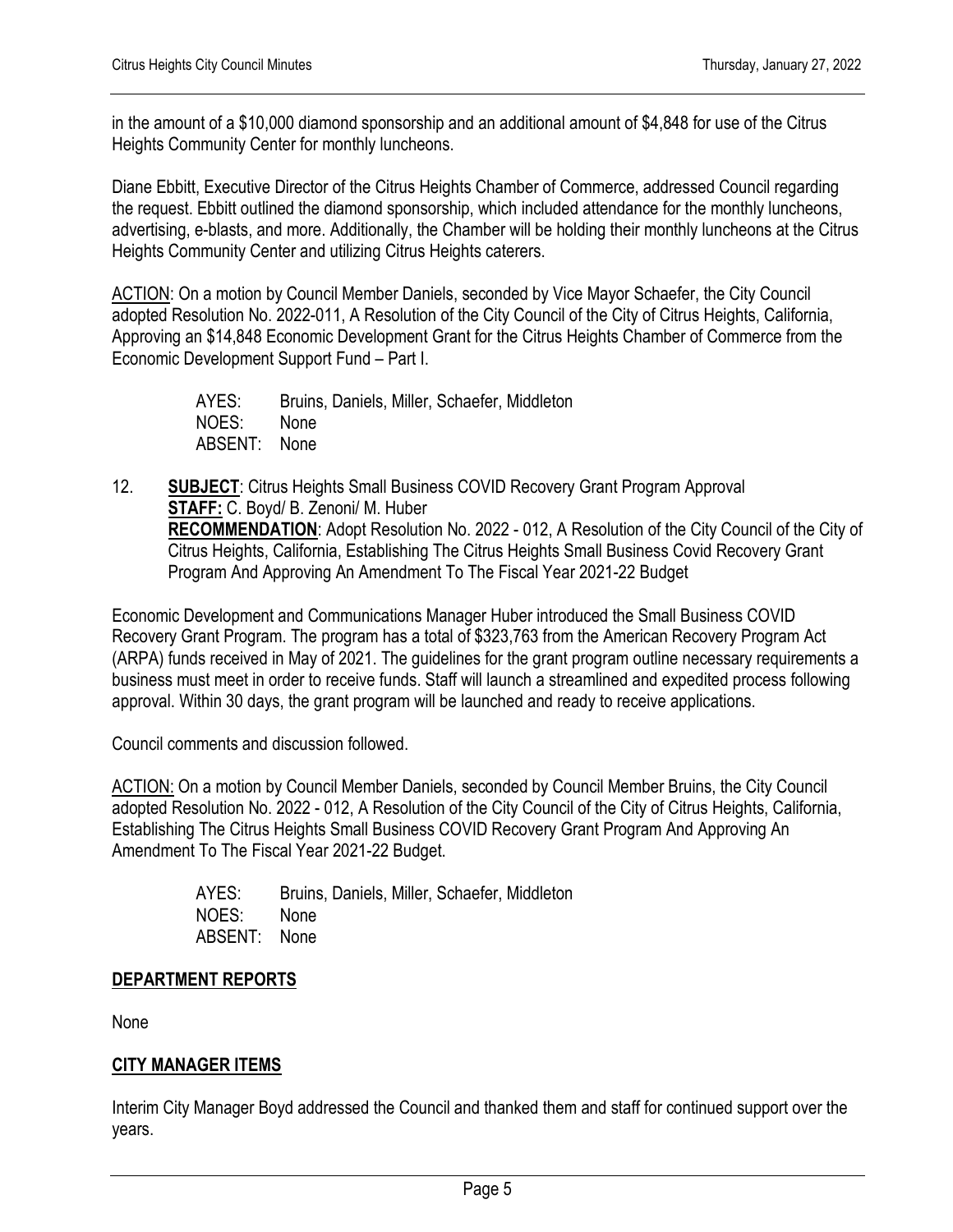in the amount of a $10,000 diamond sponsorship and an additional amount of $4,848 for use of the Citrus Heights Community Center for monthly luncheons.

Diane Ebbitt, Executive Director of the Citrus Heights Chamber of Commerce, addressed Council regarding the request. Ebbitt outlined the diamond sponsorship, which included attendance for the monthly luncheons, advertising, e-blasts, and more. Additionally, the Chamber will be holding their monthly luncheons at the Citrus Heights Community Center and utilizing Citrus Heights caterers.

<u>ACTION</u>: On a motion by Council Member Daniels, seconded by Vice Mayor Schaefer, the City Council adopted Resolution No. 2022-011, A Resolution of the City Council of the City of Citrus Heights, California, Approving an $14,848 Economic Development Grant for the Citrus Heights Chamber of Commerce from the Economic Development Support Fund – Part I.

AYES: Bruins, Daniels, Miller, Schaefer, Middleton
NOES: None
ABSENT: None

12. **<u>SUBJECT</u>**: Citrus Heights Small Business COVID Recovery Grant Program Approval
**<u>STAFF:</u>** C. Boyd/ B. Zenoni/ M. Huber
**<u>RECOMMENDATION</u>**: Adopt Resolution No. 2022 - 012, A Resolution of the City Council of the City of Citrus Heights, California, Establishing The Citrus Heights Small Business Covid Recovery Grant Program And Approving An Amendment To The Fiscal Year 2021-22 Budget

Economic Development and Communications Manager Huber introduced the Small Business COVID Recovery Grant Program. The program has a total of $323,763 from the American Recovery Program Act (ARPA) funds received in May of 2021. The guidelines for the grant program outline necessary requirements a business must meet in order to receive funds. Staff will launch a streamlined and expedited process following approval. Within 30 days, the grant program will be launched and ready to receive applications.

Council comments and discussion followed.

<u>ACTION:</u> On a motion by Council Member Daniels, seconded by Council Member Bruins, the City Council adopted Resolution No. 2022 - 012, A Resolution of the City Council of the City of Citrus Heights, California, Establishing The Citrus Heights Small Business COVID Recovery Grant Program And Approving An Amendment To The Fiscal Year 2021-22 Budget.

AYES: Bruins, Daniels, Miller, Schaefer, Middleton
NOES: None
ABSENT: None

## <u>DEPARTMENT REPORTS</u>

None

## <u>CITY MANAGER ITEMS</u>

Interim City Manager Boyd addressed the Council and thanked them and staff for continued support over the years.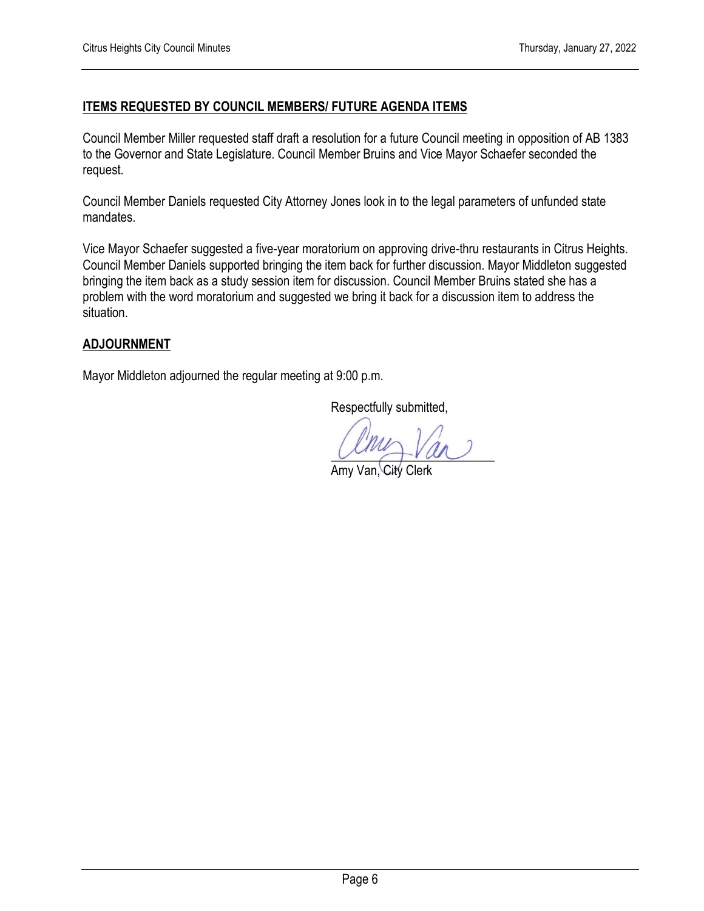## ITEMS REQUESTED BY COUNCIL MEMBERS/ FUTURE AGENDA ITEMS

Council Member Miller requested staff draft a resolution for a future Council meeting in opposition of AB 1383 to the Governor and State Legislature. Council Member Bruins and Vice Mayor Schaefer seconded the request.

Council Member Daniels requested City Attorney Jones look in to the legal parameters of unfunded state mandates.

Vice Mayor Schaefer suggested a five-year moratorium on approving drive-thru restaurants in Citrus Heights. Council Member Daniels supported bringing the item back for further discussion. Mayor Middleton suggested bringing the item back as a study session item for discussion. Council Member Bruins stated she has a problem with the word moratorium and suggested we bring it back for a discussion item to address the situation.

## ADJOURNMENT

Mayor Middleton adjourned the regular meeting at 9:00 p.m.

Respectfully submitted,

Amy Van, City Clerk